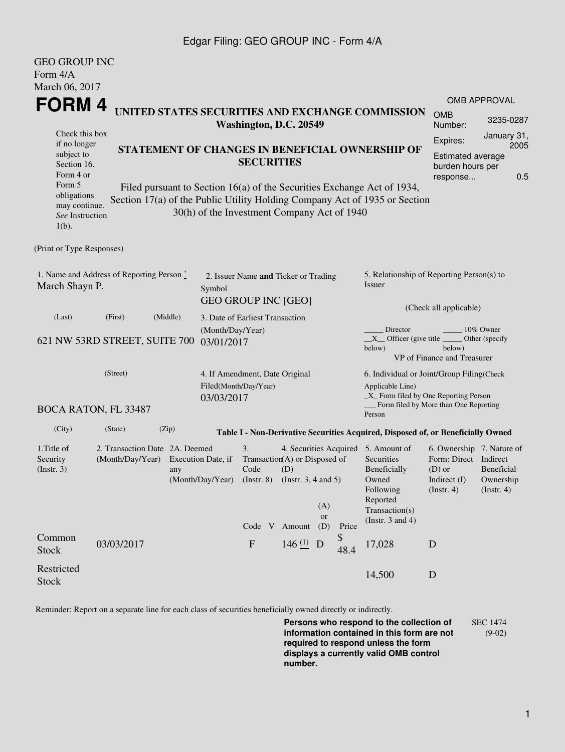Edgar Filing: GEO GROUP INC - Form 4/A

GEO GROUP INC
Form 4/A
March 06, 2017

# FORM 4

**UNITED STATES SECURITIES AND EXCHANGE COMMISSION**
**Washington, D.C. 20549**

Check this box if no longer subject to Section 16. Form 4 or Form 5 obligations may continue. *See* Instruction 1(b).

**STATEMENT OF CHANGES IN BENEFICIAL OWNERSHIP OF SECURITIES**

Filed pursuant to Section 16(a) of the Securities Exchange Act of 1934, Section 17(a) of the Public Utility Holding Company Act of 1935 or Section 30(h) of the Investment Company Act of 1940

OMB APPROVAL

| | |
|---|---|
| OMB Number: | 3235-0287 |
| Expires: | January 31, 2005 |
| Estimated average burden hours per response... | 0.5 |

(Print or Type Responses)

1. Name and Address of Reporting Person *
March Shayn P.

(Last) (First) (Middle)

621 NW 53RD STREET, SUITE 700

(Street)

BOCA RATON, FL 33487

(City) (State) (Zip)

2. Issuer Name **and** Ticker or Trading Symbol
GEO GROUP INC [GEO]

3. Date of Earliest Transaction (Month/Day/Year)
03/01/2017

4. If Amendment, Date Original Filed(Month/Day/Year)
03/03/2017

5. Relationship of Reporting Person(s) to Issuer

(Check all applicable)

_____ Director _____ 10% Owner
__X__ Officer (give title below) _____ Other (specify below)
VP of Finance and Treasurer

6. Individual or Joint/Group Filing(Check Applicable Line)
_X_ Form filed by One Reporting Person
___ Form filed by More than One Reporting Person

**Table I - Non-Derivative Securities Acquired, Disposed of, or Beneficially Owned**

| 1.Title of Security (Instr. 3) | 2. Transaction Date (Month/Day/Year) | 2A. Deemed Execution Date, if any (Month/Day/Year) | 3. Transaction Code (Instr. 8) | | 4. Securities Acquired (A) or Disposed of (D) (Instr. 3, 4 and 5) | | | 5. Amount of Securities Beneficially Owned Following Reported Transaction(s) (Instr. 3 and 4) | 6. Ownership Form: Direct (D) or Indirect (I) (Instr. 4) | 7. Nature of Indirect Beneficial Ownership (Instr. 4) |
|---|---|---|---|---|---|---|---|---|---|---|
| | | | Code | V | Amount | (A) or (D) | Price | | | |
| Common Stock | 03/03/2017 | | F | | 146 (1) | D | $ 48.4 | 17,028 | D | |
| Restricted Stock | | | | | | | | 14,500 | D | |

Reminder: Report on a separate line for each class of securities beneficially owned directly or indirectly.

**Persons who respond to the collection of information contained in this form are not required to respond unless the form displays a currently valid OMB control number.**

SEC 1474 (9-02)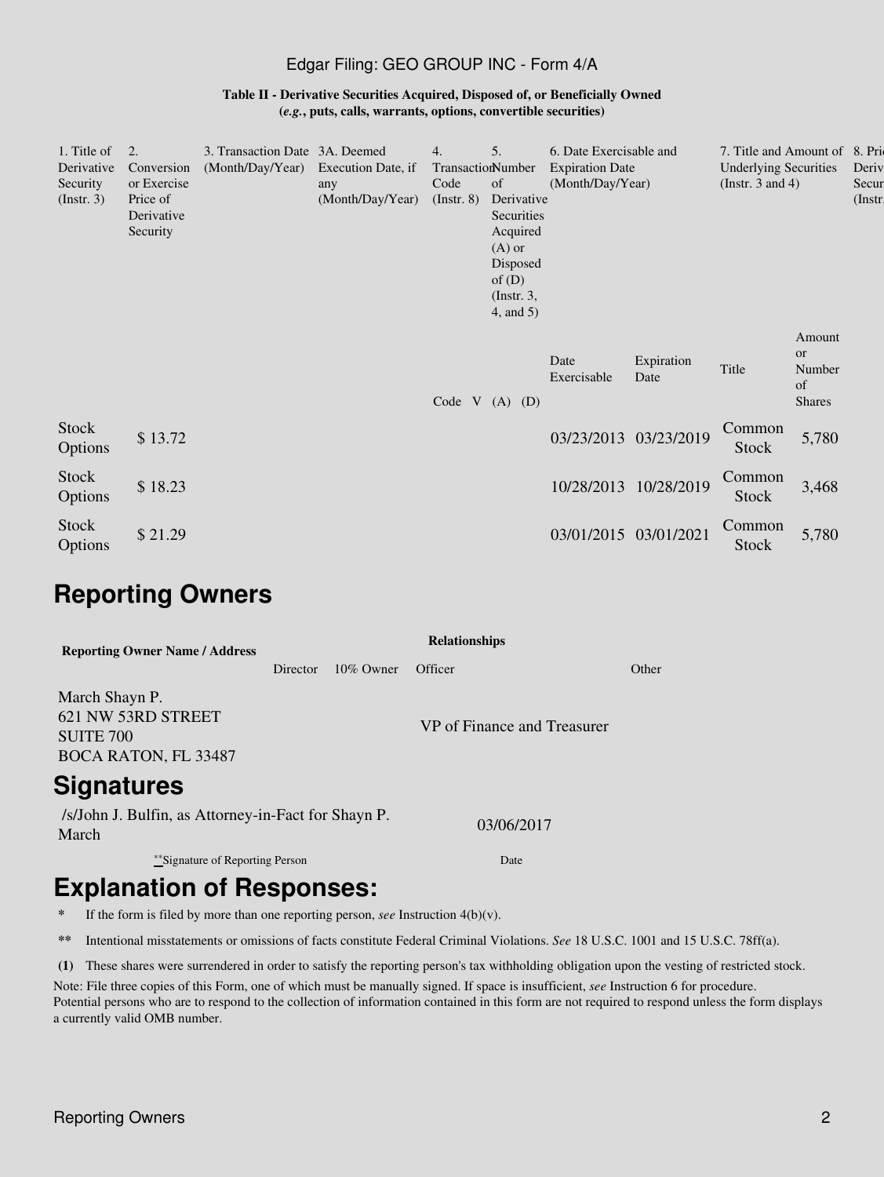Table II - Derivative Securities Acquired, Disposed of, or Beneficially Owned
(*e.g.*, puts, calls, warrants, options, convertible securities)

| 1. Title of Derivative Security (Instr. 3) | 2. Conversion or Exercise Price of Derivative Security | 3. Transaction Date (Month/Day/Year) | 3A. Deemed Execution Date, if any (Month/Day/Year) | 4. Transaction Code (Instr. 8) | | 5. Number of Derivative Securities Acquired (A) or Disposed of (D) (Instr. 3, 4, and 5) | | 6. Date Exercisable and Expiration Date (Month/Day/Year) | | 7. Title and Amount of Underlying Securities (Instr. 3 and 4) | | 8. Pri Deriv Secur (Instr. |
|---|---|---|---|---|---|---|---|---|---|---|---|---|
| | | | | Code | V | (A) | (D) | Date Exercisable | Expiration Date | Title | Amount or Number of Shares | |
| Stock Options | $ 13.72 | | | | | | | 03/23/2013 | 03/23/2019 | Common Stock | 5,780 | |
| Stock Options | $ 18.23 | | | | | | | 10/28/2013 | 10/28/2019 | Common Stock | 3,468 | |
| Stock Options | $ 21.29 | | | | | | | 03/01/2015 | 03/01/2021 | Common Stock | 5,780 | |

# Reporting Owners

| Reporting Owner Name / Address | Relationships | | | |
|---|---|---|---|---|
| | Director | 10% Owner | Officer | Other |
| March Shayn P.<br>621 NW 53RD STREET<br>SUITE 700<br>BOCA RATON, FL 33487 | | | VP of Finance and Treasurer | |

# Signatures

| | |
|---|---|
| /s/John J. Bulfin, as Attorney-in-Fact for Shayn P. March | 03/06/2017 |
| **Signature of Reporting Person | Date |

# Explanation of Responses:

\* If the form is filed by more than one reporting person, *see* Instruction 4(b)(v).

\*\* Intentional misstatements or omissions of facts constitute Federal Criminal Violations. *See* 18 U.S.C. 1001 and 15 U.S.C. 78ff(a).

(1) These shares were surrendered in order to satisfy the reporting person's tax withholding obligation upon the vesting of restricted stock.

Note: File three copies of this Form, one of which must be manually signed. If space is insufficient, *see* Instruction 6 for procedure.
Potential persons who are to respond to the collection of information contained in this form are not required to respond unless the form displays a currently valid OMB number.